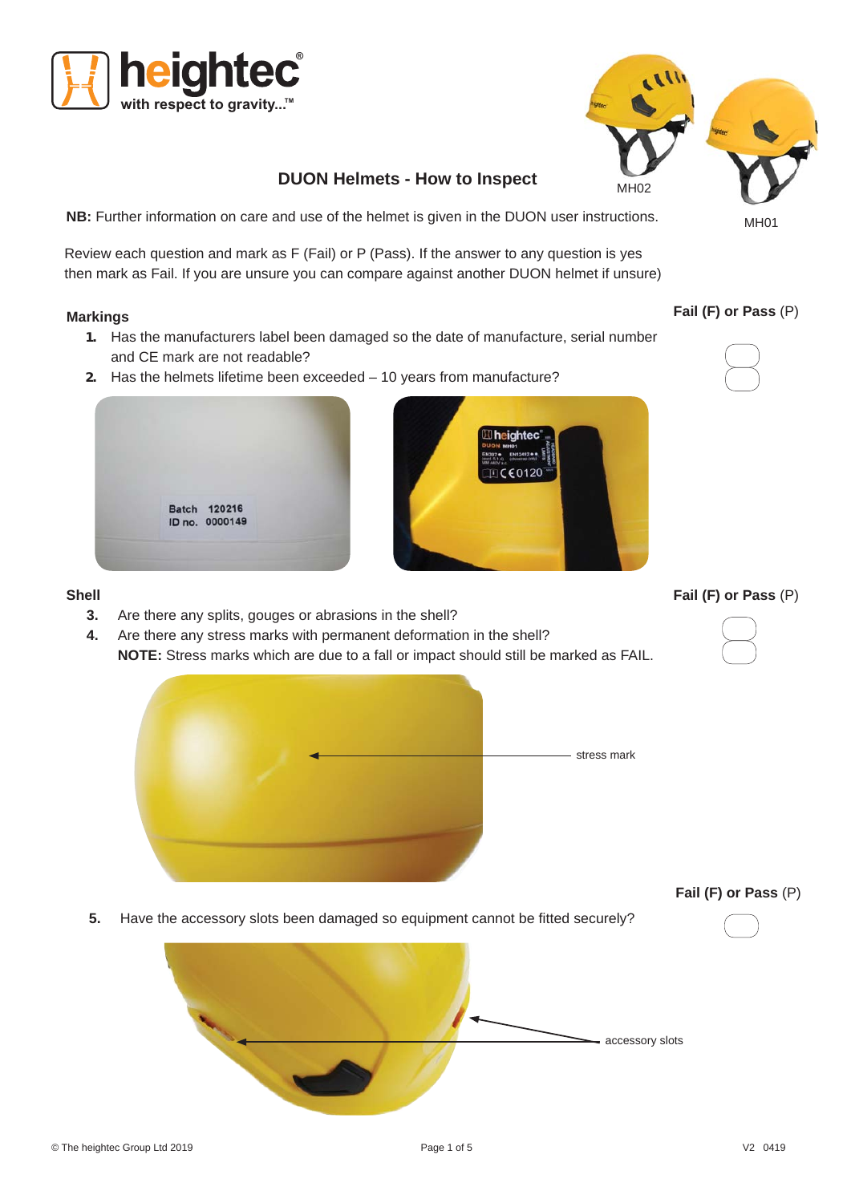# DUON Helmets - How to Inspect

MH02

MH01

**NB:** Further information on care and use of the helmet is given in the DUON user instructions.

Review each question and mark as F (Fail) or P (Pass). If the answer to any question is yes then mark as Fail. If you are unsure you can compare against another DUON helmet if unsure)

## Markings

**Fail (F) or Pass** (P)

1. Has the manufacturers label been damaged so the date of manufacture, serial number and CE mark are not readable?
2. Has the helmets lifetime been exceeded – 10 years from manufacture?

## Shell

**Fail (F) or Pass** (P)

3. Are there any splits, gouges or abrasions in the shell?
4. Are there any stress marks with permanent deformation in the shell?
   **NOTE:** Stress marks which are due to a fall or impact should still be marked as FAIL.

stress mark

**Fail (F) or Pass** (P)

5. Have the accessory slots been damaged so equipment cannot be fitted securely?

accessory slots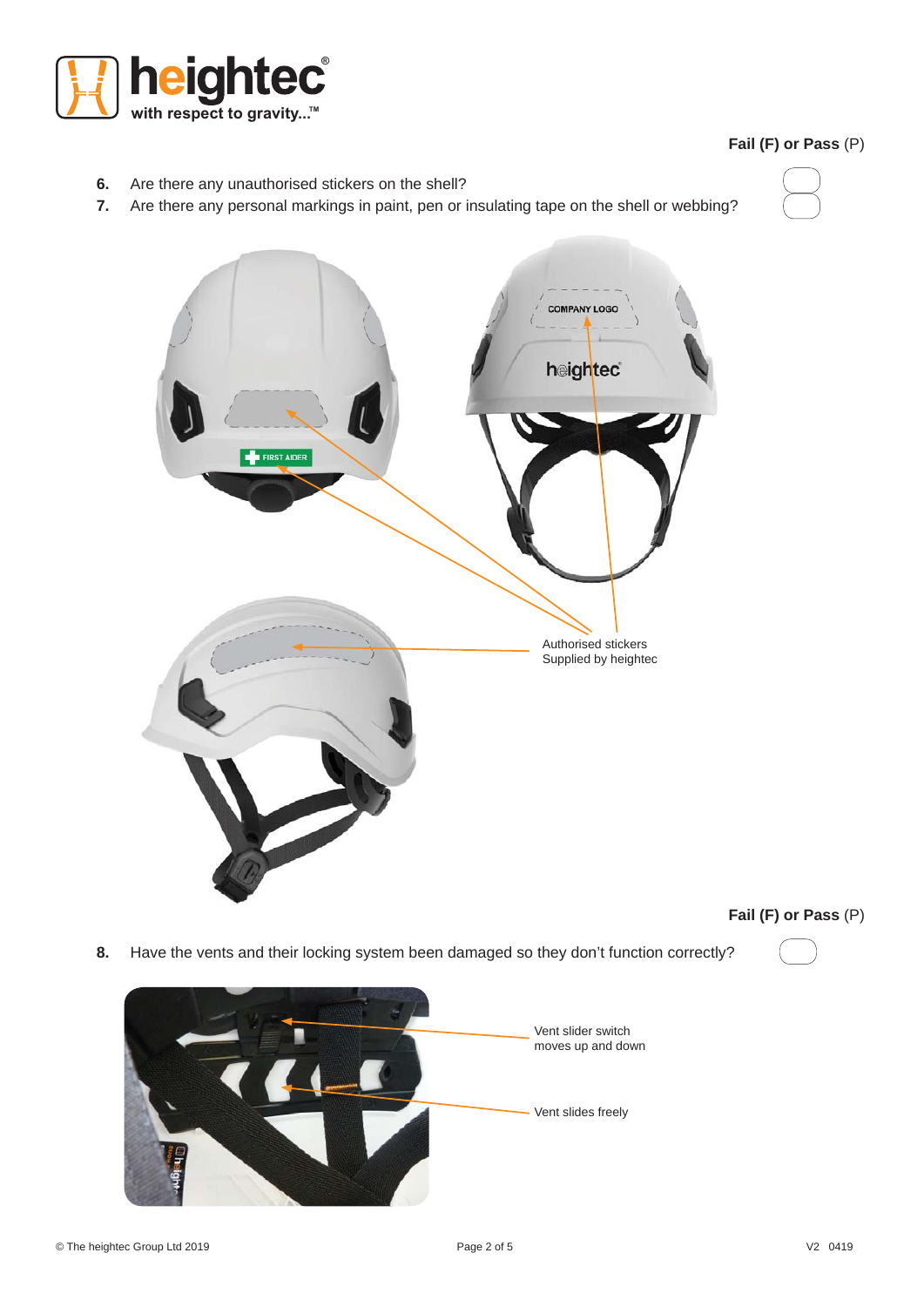**Fail (F) or Pass** (P)

6. Are there any unauthorised stickers on the shell?
7. Are there any personal markings in paint, pen or insulating tape on the shell or webbing?

Authorised stickers
Supplied by heightec

**Fail (F) or Pass** (P)

8. Have the vents and their locking system been damaged so they don't function correctly?

Vent slider switch
moves up and down

Vent slides freely

© The heightec Group Ltd 2019 V2 0419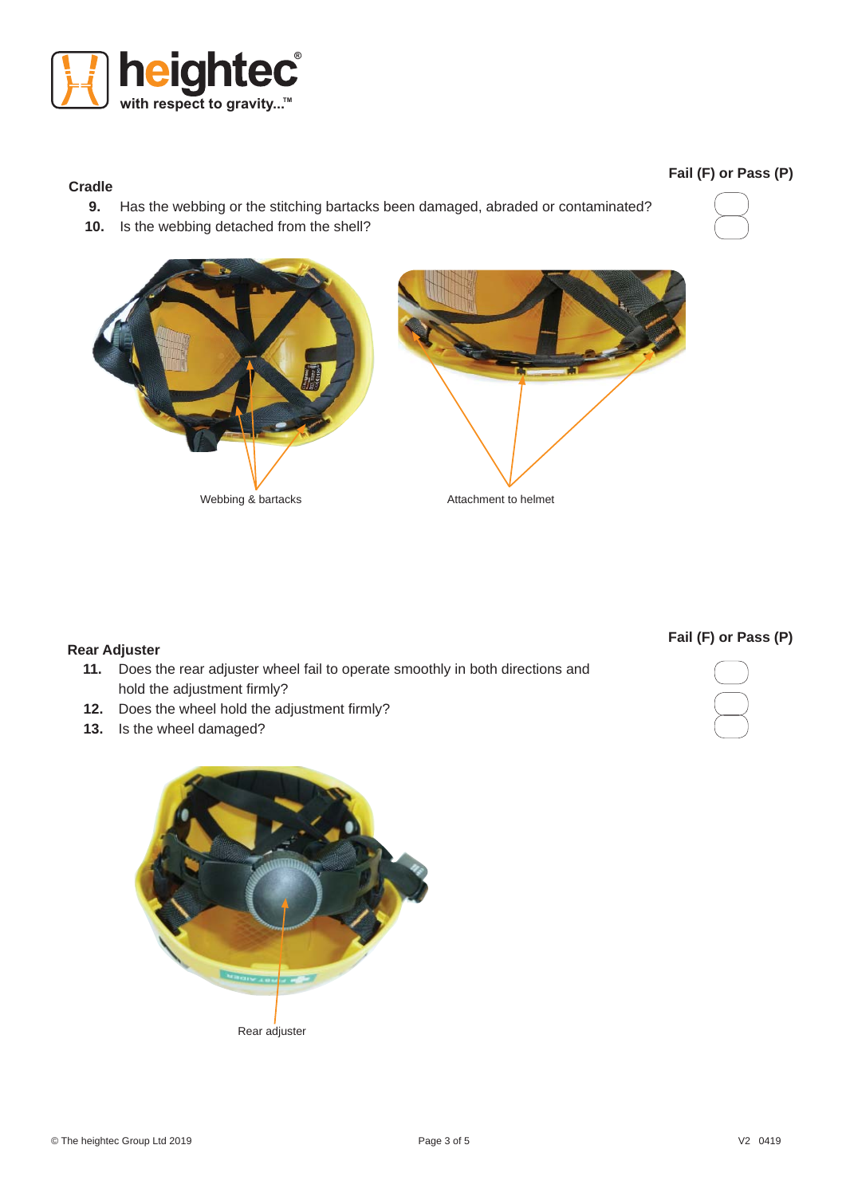### Cradle

**Fail (F) or Pass (P)**

9. Has the webbing or the stitching bartacks been damaged, abraded or contaminated?
10. Is the webbing detached from the shell?

Webbing & bartacks

Attachment to helmet

### Rear Adjuster

**Fail (F) or Pass (P)**

11. Does the rear adjuster wheel fail to operate smoothly in both directions and hold the adjustment firmly?
12. Does the wheel hold the adjustment firmly?
13. Is the wheel damaged?

Rear adjuster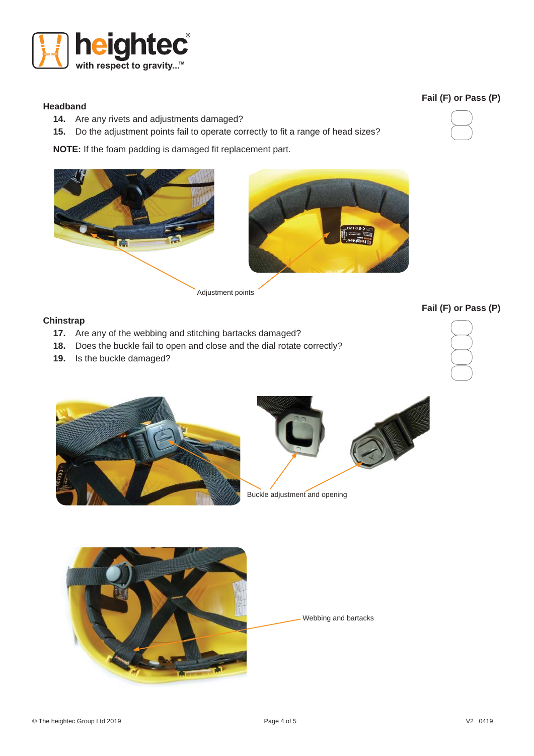### Headband

**Fail (F) or Pass (P)**

14. Are any rivets and adjustments damaged?
15. Do the adjustment points fail to operate correctly to fit a range of head sizes?

**NOTE:** If the foam padding is damaged fit replacement part.

Adjustment points

### Chinstrap

**Fail (F) or Pass (P)**

17. Are any of the webbing and stitching bartacks damaged?
18. Does the buckle fail to open and close and the dial rotate correctly?
19. Is the buckle damaged?

Buckle adjustment and opening

Webbing and bartacks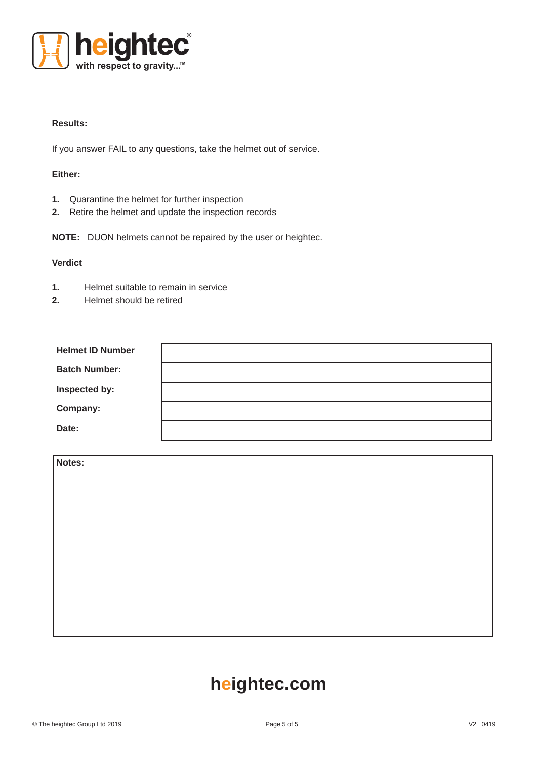**Results:**

If you answer FAIL to any questions, take the helmet out of service.

**Either:**

1. Quarantine the helmet for further inspection
2. Retire the helmet and update the inspection records

**NOTE:** DUON helmets cannot be repaired by the user or heightec.

**Verdict**

1. Helmet suitable to remain in service
2. Helmet should be retired

---

| | |
|---|---|
| **Helmet ID Number** | |
| **Batch Number:** | |
| **Inspected by:** | |
| **Company:** | |
| **Date:** | |

**Notes:**

**heightec.com**

© The heightec Group Ltd 2019

V2 0419